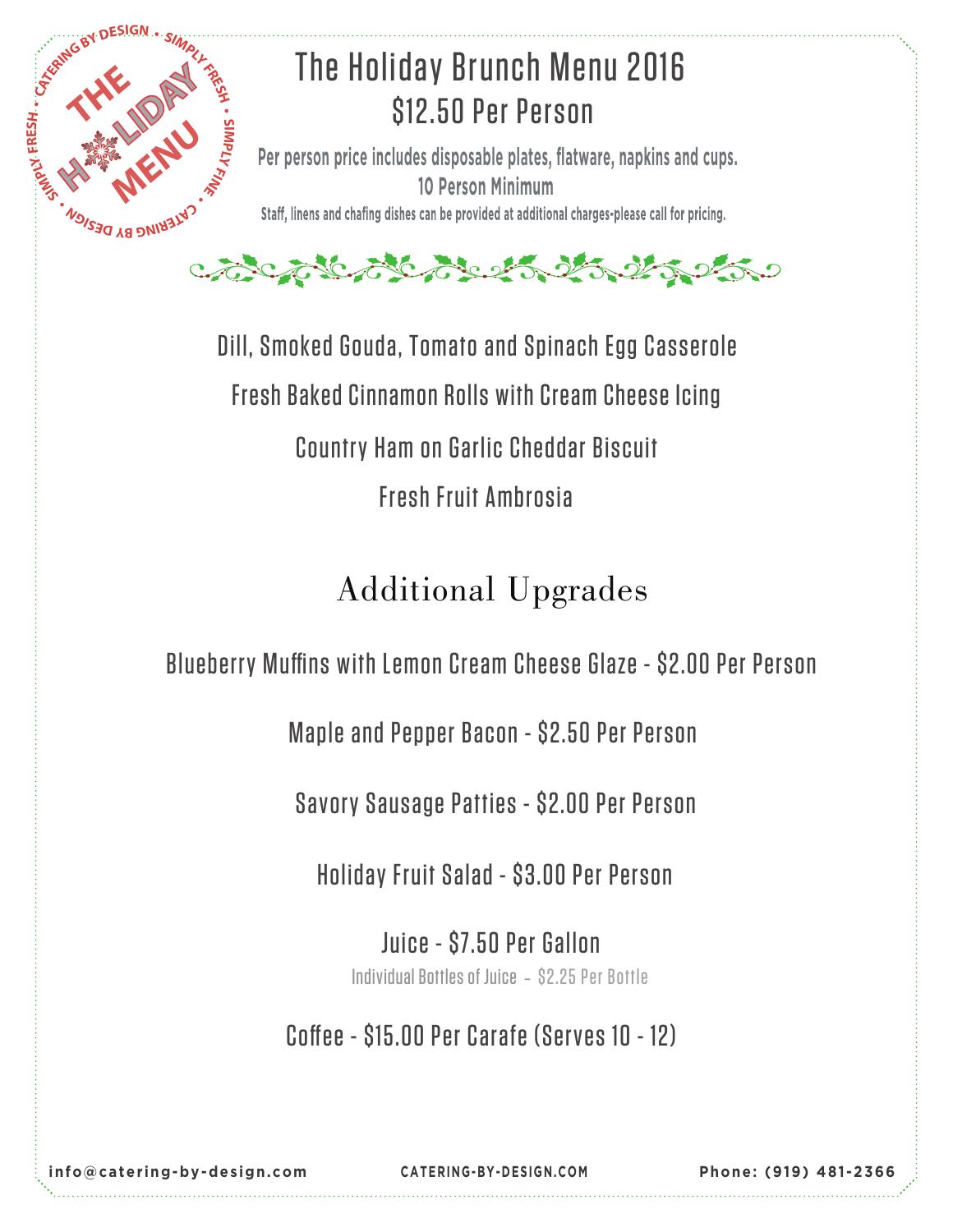# The Holiday Brunch Menu 2016

## $12.50 Per Person

**Per person price includes disposable plates, flatware, napkins and cups.**

**10 Person Minimum**

**Staff, linens and chafing dishes can be provided at additional charges-please call for pricing.**

Dill, Smoked Gouda, Tomato and Spinach Egg Casserole

Fresh Baked Cinnamon Rolls with Cream Cheese Icing

Country Ham on Garlic Cheddar Biscuit

Fresh Fruit Ambrosia

## Additional Upgrades

Blueberry Muffins with Lemon Cream Cheese Glaze - $2.00 Per Person

Maple and Pepper Bacon - $2.50 Per Person

Savory Sausage Patties - $2.00 Per Person

Holiday Fruit Salad - $3.00 Per Person

Juice - $7.50 Per Gallon

Individual Bottles of Juice – $2.25 Per Bottle

Coffee - $15.00 Per Carafe (Serves 10 - 12)

info@catering-by-design.com CATERING-BY-DESIGN.COM Phone: (919) 481-2366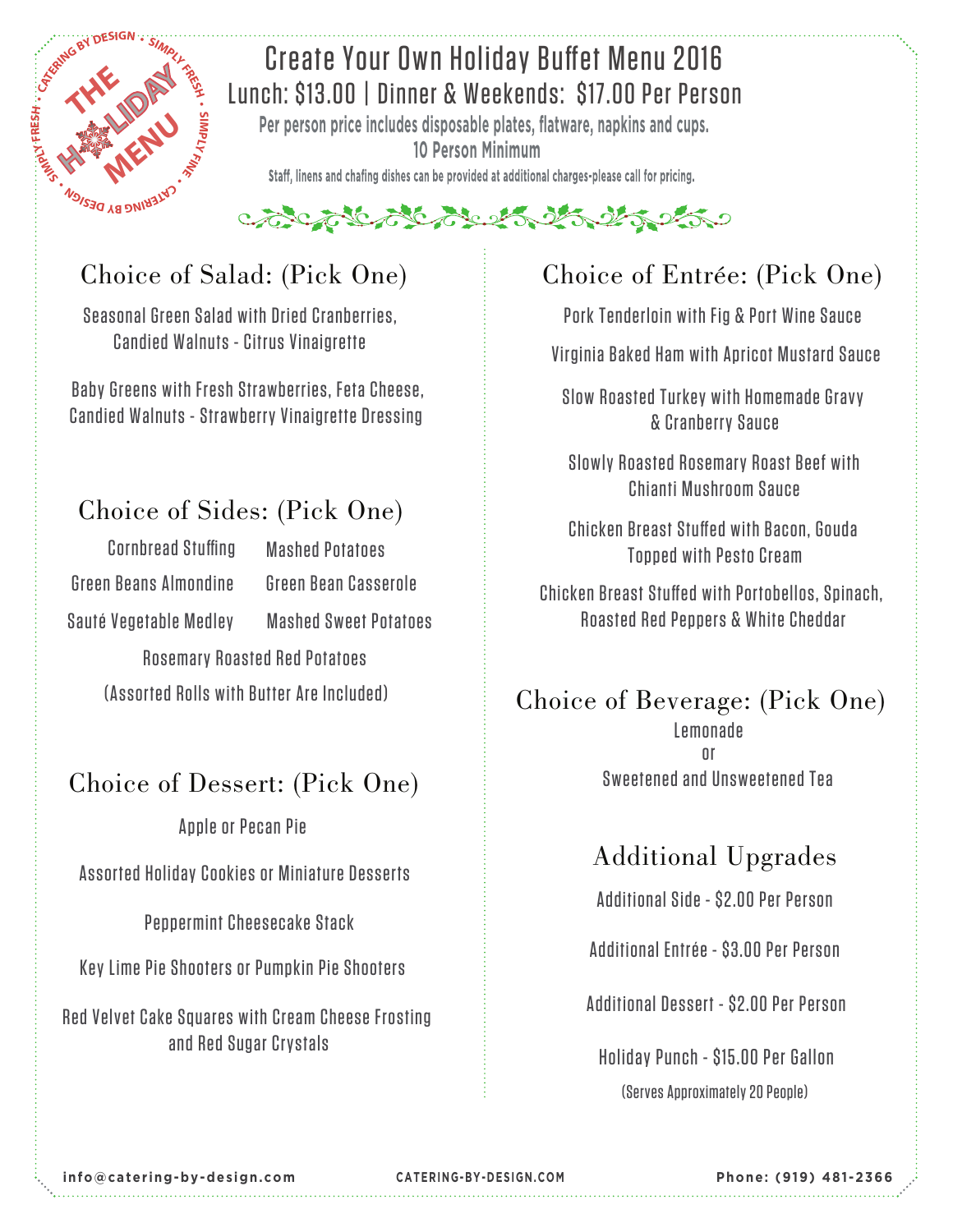# Create Your Own Holiday Buffet Menu 2016

## Lunch: $13.00 | Dinner & Weekends: $17.00 Per Person

Per person price includes disposable plates, flatware, napkins and cups.

10 Person Minimum

Staff, linens and chafing dishes can be provided at additional charges-please call for pricing.

## Choice of Salad: (Pick One)

Seasonal Green Salad with Dried Cranberries, Candied Walnuts - Citrus Vinaigrette

Baby Greens with Fresh Strawberries, Feta Cheese, Candied Walnuts - Strawberry Vinaigrette Dressing

## Choice of Sides: (Pick One)

Cornbread Stuffing

Mashed Potatoes

Green Beans Almondine

Green Bean Casserole

Sauté Vegetable Medley

Mashed Sweet Potatoes

Rosemary Roasted Red Potatoes

(Assorted Rolls with Butter Are Included)

## Choice of Dessert: (Pick One)

Apple or Pecan Pie

Assorted Holiday Cookies or Miniature Desserts

Peppermint Cheesecake Stack

Key Lime Pie Shooters or Pumpkin Pie Shooters

Red Velvet Cake Squares with Cream Cheese Frosting and Red Sugar Crystals

## Choice of Entrée: (Pick One)

Pork Tenderloin with Fig & Port Wine Sauce

Virginia Baked Ham with Apricot Mustard Sauce

Slow Roasted Turkey with Homemade Gravy & Cranberry Sauce

Slowly Roasted Rosemary Roast Beef with Chianti Mushroom Sauce

Chicken Breast Stuffed with Bacon, Gouda Topped with Pesto Cream

Chicken Breast Stuffed with Portobellos, Spinach, Roasted Red Peppers & White Cheddar

## Choice of Beverage: (Pick One)

Lemonade

or

Sweetened and Unsweetened Tea

## Additional Upgrades

Additional Side - $2.00 Per Person

Additional Entrée - $3.00 Per Person

Additional Dessert - $2.00 Per Person

Holiday Punch - $15.00 Per Gallon

(Serves Approximately 20 People)

info@catering-by-design.com CATERING-BY-DESIGN.COM Phone: (919) 481-2366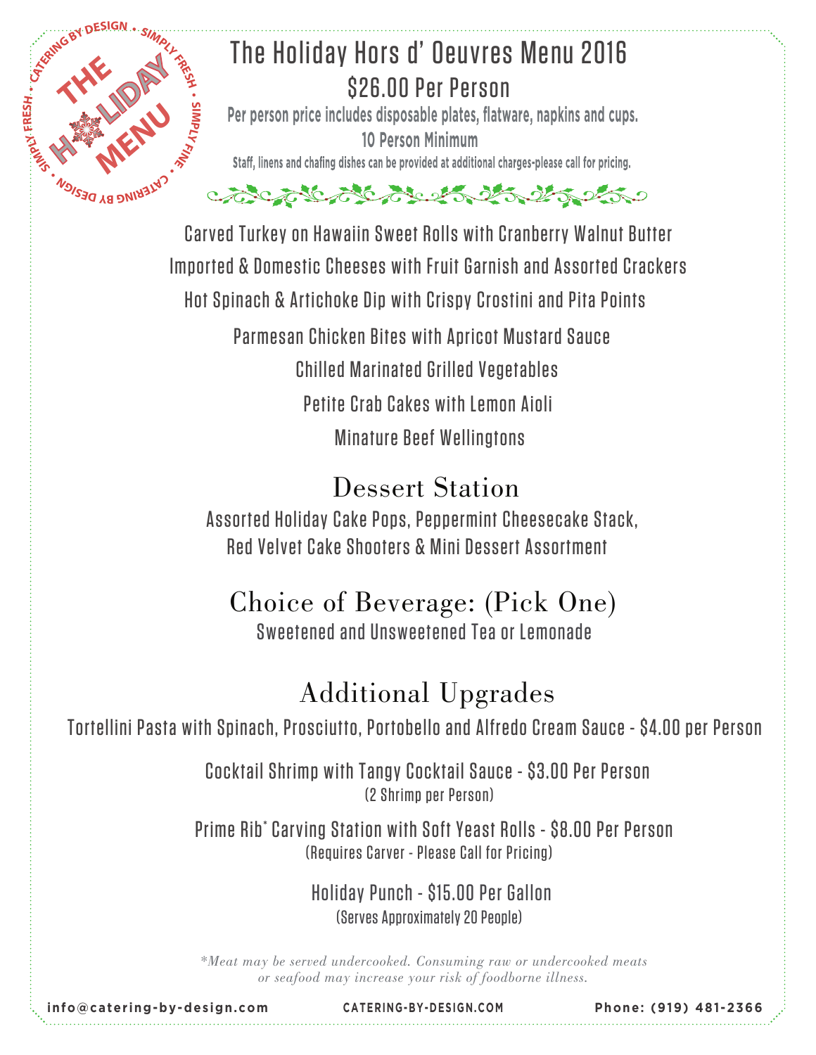THE HOLIDAY MENU

CATERING BY DESIGN • SIMPLY FRESH • SIMPLY FINE • CATERING BY DESIGN • SIMPLY FRESH •

# The Holiday Hors d' Oeuvres Menu 2016

## $26.00 Per Person

Per person price includes disposable plates, flatware, napkins and cups.

10 Person Minimum

Staff, linens and chafing dishes can be provided at additional charges-please call for pricing.

Carved Turkey on Hawaiin Sweet Rolls with Cranberry Walnut Butter

Imported & Domestic Cheeses with Fruit Garnish and Assorted Crackers

Hot Spinach & Artichoke Dip with Crispy Crostini and Pita Points

Parmesan Chicken Bites with Apricot Mustard Sauce

Chilled Marinated Grilled Vegetables

Petite Crab Cakes with Lemon Aioli

Minature Beef Wellingtons

## Dessert Station

Assorted Holiday Cake Pops, Peppermint Cheesecake Stack,
Red Velvet Cake Shooters & Mini Dessert Assortment

## Choice of Beverage: (Pick One)

Sweetened and Unsweetened Tea or Lemonade

## Additional Upgrades

Tortellini Pasta with Spinach, Prosciutto, Portobello and Alfredo Cream Sauce - $4.00 per Person

Cocktail Shrimp with Tangy Cocktail Sauce - $3.00 Per Person
(2 Shrimp per Person)

Prime Rib* Carving Station with Soft Yeast Rolls - $8.00 Per Person
(Requires Carver - Please Call for Pricing)

Holiday Punch - $15.00 Per Gallon
(Serves Approximately 20 People)

*\*Meat may be served undercooked. Consuming raw or undercooked meats or seafood may increase your risk of foodborne illness.*

info@catering-by-design.com CATERING-BY-DESIGN.COM Phone: (919) 481-2366